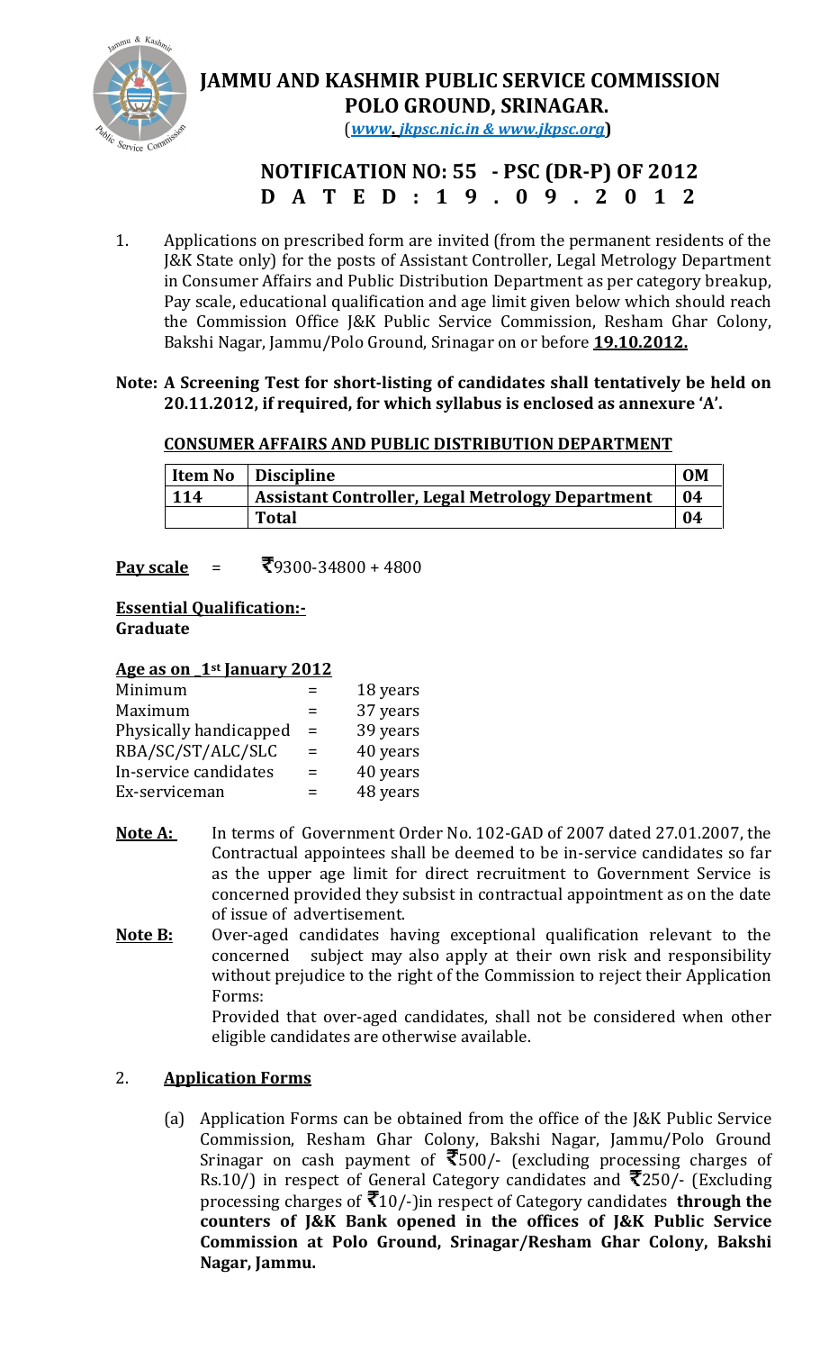# JAMMU AND KASHMIR PUBLIC SERVICE COMMISSION
# POLO GROUND, SRINAGAR.

(*www. jkpsc.nic.in & www.jkpsc.org*)

## NOTIFICATION NO: 55 - PSC (DR-P) OF 2012
## DATED: 19.09.2012

1. Applications on prescribed form are invited (from the permanent residents of the J&K State only) for the posts of Assistant Controller, Legal Metrology Department in Consumer Affairs and Public Distribution Department as per category breakup, Pay scale, educational qualification and age limit given below which should reach the Commission Office J&K Public Service Commission, Resham Ghar Colony, Bakshi Nagar, Jammu/Polo Ground, Srinagar on or before **19.10.2012.**

**Note: A Screening Test for short-listing of candidates shall tentatively be held on 20.11.2012, if required, for which syllabus is enclosed as annexure 'A'.**

**CONSUMER AFFAIRS AND PUBLIC DISTRIBUTION DEPARTMENT**

| Item No | Discipline | OM |
|---|---|---|
| 114 | **Assistant Controller, Legal Metrology Department** | 04 |
| | **Total** | 04 |

**Pay scale** = ₹9300-34800 + 4800

**Essential Qualification:-**
**Graduate**

**Age as on 1st January 2012**

| | | |
|---|---|---|
| Minimum | = | 18 years |
| Maximum | = | 37 years |
| Physically handicapped | = | 39 years |
| RBA/SC/ST/ALC/SLC | = | 40 years |
| In-service candidates | = | 40 years |
| Ex-serviceman | = | 48 years |

**Note A:** In terms of Government Order No. 102-GAD of 2007 dated 27.01.2007, the Contractual appointees shall be deemed to be in-service candidates so far as the upper age limit for direct recruitment to Government Service is concerned provided they subsist in contractual appointment as on the date of issue of advertisement.

**Note B:** Over-aged candidates having exceptional qualification relevant to the concerned subject may also apply at their own risk and responsibility without prejudice to the right of the Commission to reject their Application Forms:

Provided that over-aged candidates, shall not be considered when other eligible candidates are otherwise available.

2. **Application Forms**

(a) Application Forms can be obtained from the office of the J&K Public Service Commission, Resham Ghar Colony, Bakshi Nagar, Jammu/Polo Ground Srinagar on cash payment of ₹500/- (excluding processing charges of Rs.10/) in respect of General Category candidates and ₹250/- (Excluding processing charges of ₹10/-)in respect of Category candidates **through the counters of J&K Bank opened in the offices of J&K Public Service Commission at Polo Ground, Srinagar/Resham Ghar Colony, Bakshi Nagar, Jammu.**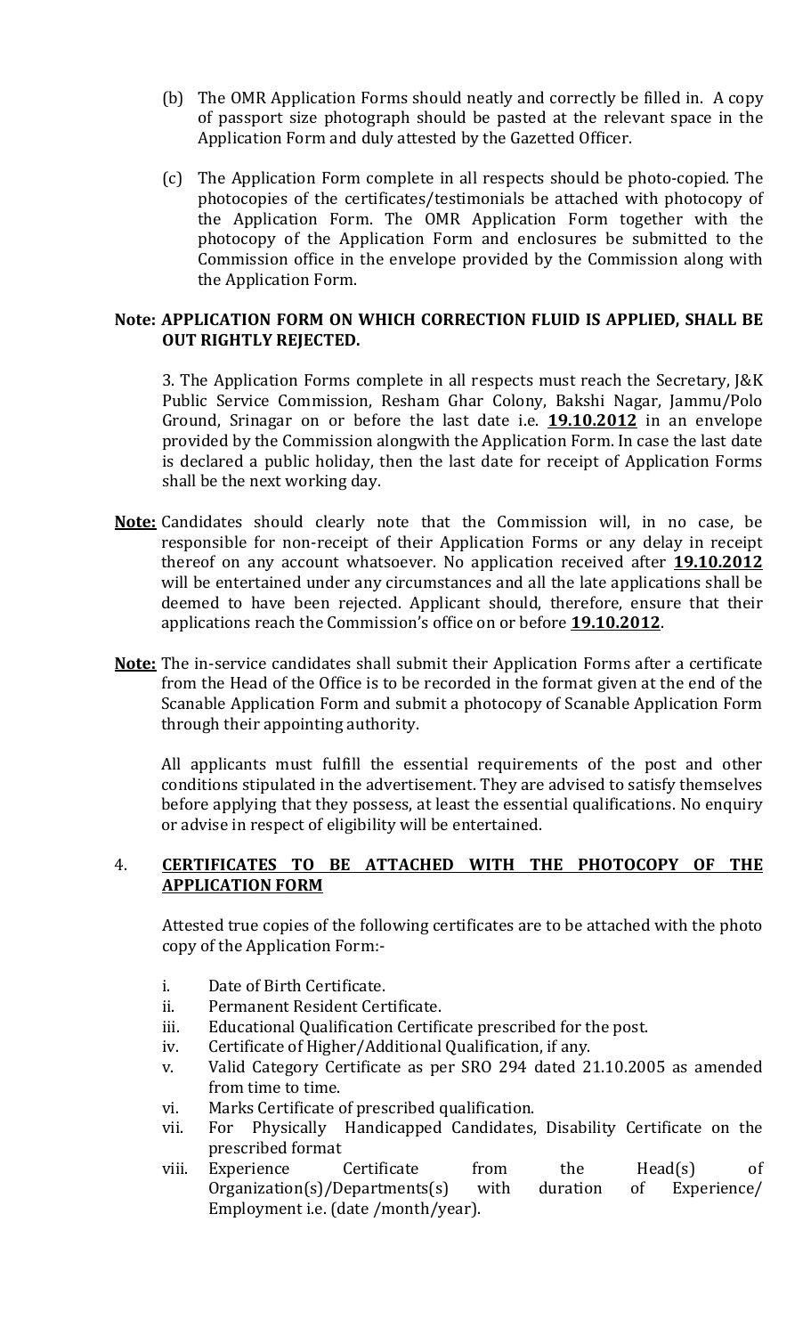(b) The OMR Application Forms should neatly and correctly be filled in. A copy of passport size photograph should be pasted at the relevant space in the Application Form and duly attested by the Gazetted Officer.

(c) The Application Form complete in all respects should be photo-copied. The photocopies of the certificates/testimonials be attached with photocopy of the Application Form. The OMR Application Form together with the photocopy of the Application Form and enclosures be submitted to the Commission office in the envelope provided by the Commission along with the Application Form.

**Note: APPLICATION FORM ON WHICH CORRECTION FLUID IS APPLIED, SHALL BE OUT RIGHTLY REJECTED.**

3. The Application Forms complete in all respects must reach the Secretary, J&K Public Service Commission, Resham Ghar Colony, Bakshi Nagar, Jammu/Polo Ground, Srinagar on or before the last date i.e. **19.10.2012** in an envelope provided by the Commission alongwith the Application Form. In case the last date is declared a public holiday, then the last date for receipt of Application Forms shall be the next working day.

**Note:** Candidates should clearly note that the Commission will, in no case, be responsible for non-receipt of their Application Forms or any delay in receipt thereof on any account whatsoever. No application received after **19.10.2012** will be entertained under any circumstances and all the late applications shall be deemed to have been rejected. Applicant should, therefore, ensure that their applications reach the Commission's office on or before **19.10.2012**.

**Note:** The in-service candidates shall submit their Application Forms after a certificate from the Head of the Office is to be recorded in the format given at the end of the Scanable Application Form and submit a photocopy of Scanable Application Form through their appointing authority.

All applicants must fulfill the essential requirements of the post and other conditions stipulated in the advertisement. They are advised to satisfy themselves before applying that they possess, at least the essential qualifications. No enquiry or advise in respect of eligibility will be entertained.

4. **CERTIFICATES TO BE ATTACHED WITH THE PHOTOCOPY OF THE APPLICATION FORM**

Attested true copies of the following certificates are to be attached with the photo copy of the Application Form:-

i. Date of Birth Certificate.
ii. Permanent Resident Certificate.
iii. Educational Qualification Certificate prescribed for the post.
iv. Certificate of Higher/Additional Qualification, if any.
v. Valid Category Certificate as per SRO 294 dated 21.10.2005 as amended from time to time.
vi. Marks Certificate of prescribed qualification.
vii. For Physically Handicapped Candidates, Disability Certificate on the prescribed format
viii. Experience Certificate from the Head(s) of Organization(s)/Departments(s) with duration of Experience/ Employment i.e. (date /month/year).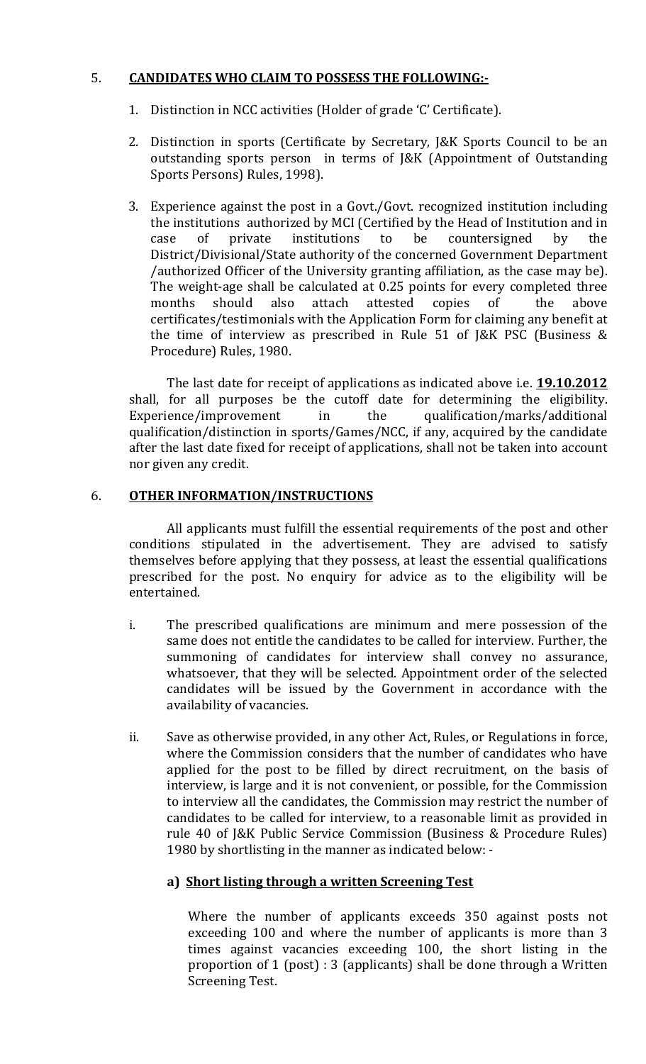5. **CANDIDATES WHO CLAIM TO POSSESS THE FOLLOWING:-**

1. Distinction in NCC activities (Holder of grade 'C' Certificate).

2. Distinction in sports (Certificate by Secretary, J&K Sports Council to be an outstanding sports person in terms of J&K (Appointment of Outstanding Sports Persons) Rules, 1998).

3. Experience against the post in a Govt./Govt. recognized institution including the institutions authorized by MCI (Certified by the Head of Institution and in case of private institutions to be countersigned by the District/Divisional/State authority of the concerned Government Department /authorized Officer of the University granting affiliation, as the case may be). The weight-age shall be calculated at 0.25 points for every completed three months should also attach attested copies of the above certificates/testimonials with the Application Form for claiming any benefit at the time of interview as prescribed in Rule 51 of J&K PSC (Business & Procedure) Rules, 1980.

The last date for receipt of applications as indicated above i.e. **19.10.2012** shall, for all purposes be the cutoff date for determining the eligibility. Experience/improvement in the qualification/marks/additional qualification/distinction in sports/Games/NCC, if any, acquired by the candidate after the last date fixed for receipt of applications, shall not be taken into account nor given any credit.

6. **OTHER INFORMATION/INSTRUCTIONS**

All applicants must fulfill the essential requirements of the post and other conditions stipulated in the advertisement. They are advised to satisfy themselves before applying that they possess, at least the essential qualifications prescribed for the post. No enquiry for advice as to the eligibility will be entertained.

i. The prescribed qualifications are minimum and mere possession of the same does not entitle the candidates to be called for interview. Further, the summoning of candidates for interview shall convey no assurance, whatsoever, that they will be selected. Appointment order of the selected candidates will be issued by the Government in accordance with the availability of vacancies.

ii. Save as otherwise provided, in any other Act, Rules, or Regulations in force, where the Commission considers that the number of candidates who have applied for the post to be filled by direct recruitment, on the basis of interview, is large and it is not convenient, or possible, for the Commission to interview all the candidates, the Commission may restrict the number of candidates to be called for interview, to a reasonable limit as provided in rule 40 of J&K Public Service Commission (Business & Procedure Rules) 1980 by shortlisting in the manner as indicated below: -

**a) Short listing through a written Screening Test**

Where the number of applicants exceeds 350 against posts not exceeding 100 and where the number of applicants is more than 3 times against vacancies exceeding 100, the short listing in the proportion of 1 (post) : 3 (applicants) shall be done through a Written Screening Test.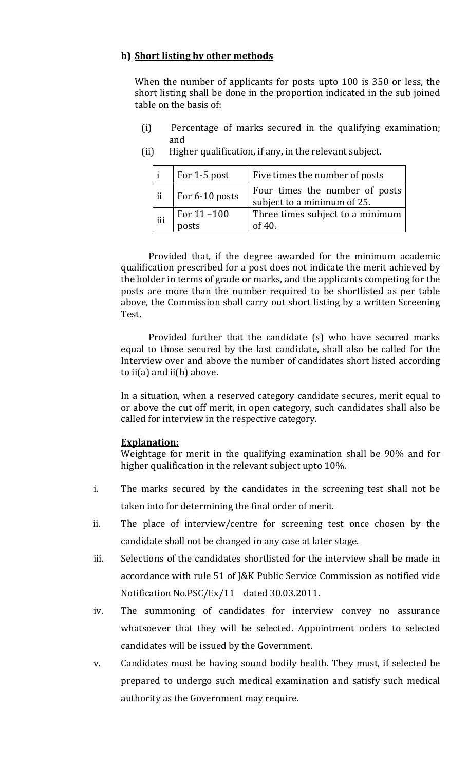**b) Short listing by other methods**

When the number of applicants for posts upto 100 is 350 or less, the short listing shall be done in the proportion indicated in the sub joined table on the basis of:

(i) Percentage of marks secured in the qualifying examination; and

(ii) Higher qualification, if any, in the relevant subject.

| | | |
|---|---|---|
| i | For 1-5 post | Five times the number of posts |
| ii | For 6-10 posts | Four times the number of posts subject to a minimum of 25. |
| iii | For 11 –100 posts | Three times subject to a minimum of 40. |

Provided that, if the degree awarded for the minimum academic qualification prescribed for a post does not indicate the merit achieved by the holder in terms of grade or marks, and the applicants competing for the posts are more than the number required to be shortlisted as per table above, the Commission shall carry out short listing by a written Screening Test.

Provided further that the candidate (s) who have secured marks equal to those secured by the last candidate, shall also be called for the Interview over and above the number of candidates short listed according to ii(a) and ii(b) above.

In a situation, when a reserved category candidate secures, merit equal to or above the cut off merit, in open category, such candidates shall also be called for interview in the respective category.

**Explanation:**

Weightage for merit in the qualifying examination shall be 90% and for higher qualification in the relevant subject upto 10%.

i. The marks secured by the candidates in the screening test shall not be taken into for determining the final order of merit.

ii. The place of interview/centre for screening test once chosen by the candidate shall not be changed in any case at later stage.

iii. Selections of the candidates shortlisted for the interview shall be made in accordance with rule 51 of J&K Public Service Commission as notified vide Notification No.PSC/Ex/11 dated 30.03.2011.

iv. The summoning of candidates for interview convey no assurance whatsoever that they will be selected. Appointment orders to selected candidates will be issued by the Government.

v. Candidates must be having sound bodily health. They must, if selected be prepared to undergo such medical examination and satisfy such medical authority as the Government may require.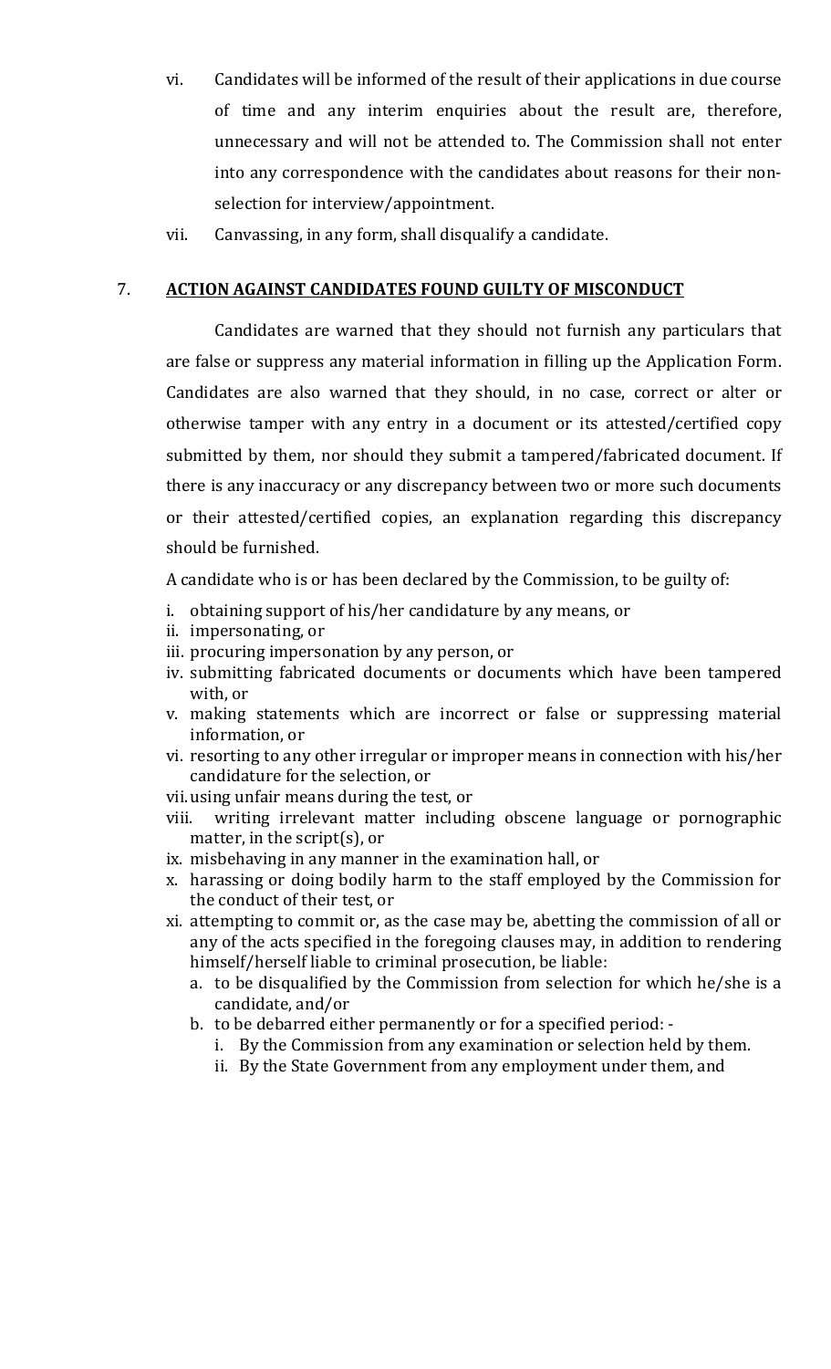vi. Candidates will be informed of the result of their applications in due course of time and any interim enquiries about the result are, therefore, unnecessary and will not be attended to. The Commission shall not enter into any correspondence with the candidates about reasons for their non-selection for interview/appointment.

vii. Canvassing, in any form, shall disqualify a candidate.

## 7. <u>ACTION AGAINST CANDIDATES FOUND GUILTY OF MISCONDUCT</u>

Candidates are warned that they should not furnish any particulars that are false or suppress any material information in filling up the Application Form. Candidates are also warned that they should, in no case, correct or alter or otherwise tamper with any entry in a document or its attested/certified copy submitted by them, nor should they submit a tampered/fabricated document. If there is any inaccuracy or any discrepancy between two or more such documents or their attested/certified copies, an explanation regarding this discrepancy should be furnished.

A candidate who is or has been declared by the Commission, to be guilty of:

i. obtaining support of his/her candidature by any means, or
ii. impersonating, or
iii. procuring impersonation by any person, or
iv. submitting fabricated documents or documents which have been tampered with, or
v. making statements which are incorrect or false or suppressing material information, or
vi. resorting to any other irregular or improper means in connection with his/her candidature for the selection, or
vii. using unfair means during the test, or
viii. writing irrelevant matter including obscene language or pornographic matter, in the script(s), or
ix. misbehaving in any manner in the examination hall, or
x. harassing or doing bodily harm to the staff employed by the Commission for the conduct of their test, or
xi. attempting to commit or, as the case may be, abetting the commission of all or any of the acts specified in the foregoing clauses may, in addition to rendering himself/herself liable to criminal prosecution, be liable:
   a. to be disqualified by the Commission from selection for which he/she is a candidate, and/or
   b. to be debarred either permanently or for a specified period: -
      i. By the Commission from any examination or selection held by them.
      ii. By the State Government from any employment under them, and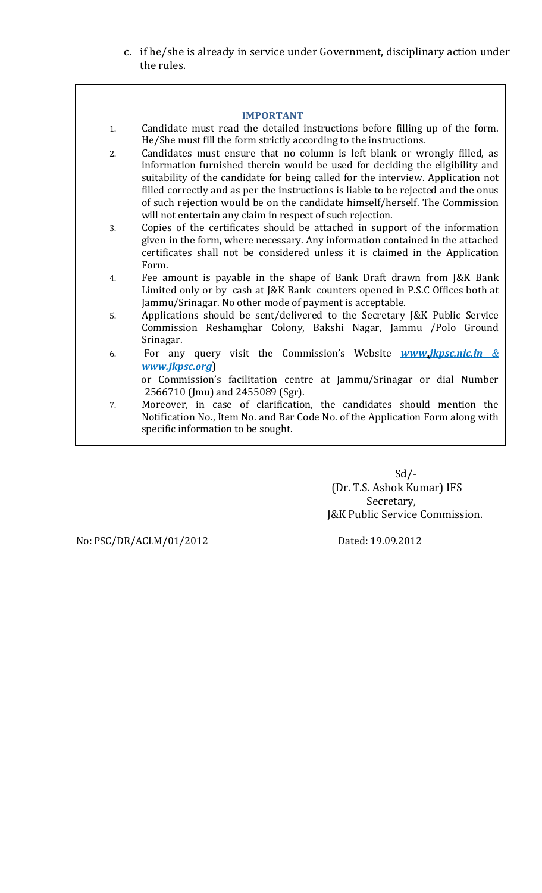c. if he/she is already in service under Government, disciplinary action under the rules.

## IMPORTANT

1. Candidate must read the detailed instructions before filling up of the form. He/She must fill the form strictly according to the instructions.
2. Candidates must ensure that no column is left blank or wrongly filled, as information furnished therein would be used for deciding the eligibility and suitability of the candidate for being called for the interview. Application not filled correctly and as per the instructions is liable to be rejected and the onus of such rejection would be on the candidate himself/herself. The Commission will not entertain any claim in respect of such rejection.
3. Copies of the certificates should be attached in support of the information given in the form, where necessary. Any information contained in the attached certificates shall not be considered unless it is claimed in the Application Form.
4. Fee amount is payable in the shape of Bank Draft drawn from J&K Bank Limited only or by cash at J&K Bank counters opened in P.S.C Offices both at Jammu/Srinagar. No other mode of payment is acceptable.
5. Applications should be sent/delivered to the Secretary J&K Public Service Commission Reshamghar Colony, Bakshi Nagar, Jammu /Polo Ground Srinagar.
6. For any query visit the Commission's Website ***www.jkpsc.nic.in*** & ***www.jkpsc.org***)
   or Commission's facilitation centre at Jammu/Srinagar or dial Number 2566710 (Jmu) and 2455089 (Sgr).
7. Moreover, in case of clarification, the candidates should mention the Notification No., Item No. and Bar Code No. of the Application Form along with specific information to be sought.

Sd/-
(Dr. T.S. Ashok Kumar) IFS
Secretary,
J&K Public Service Commission.

No: PSC/DR/ACLM/01/2012 Dated: 19.09.2012